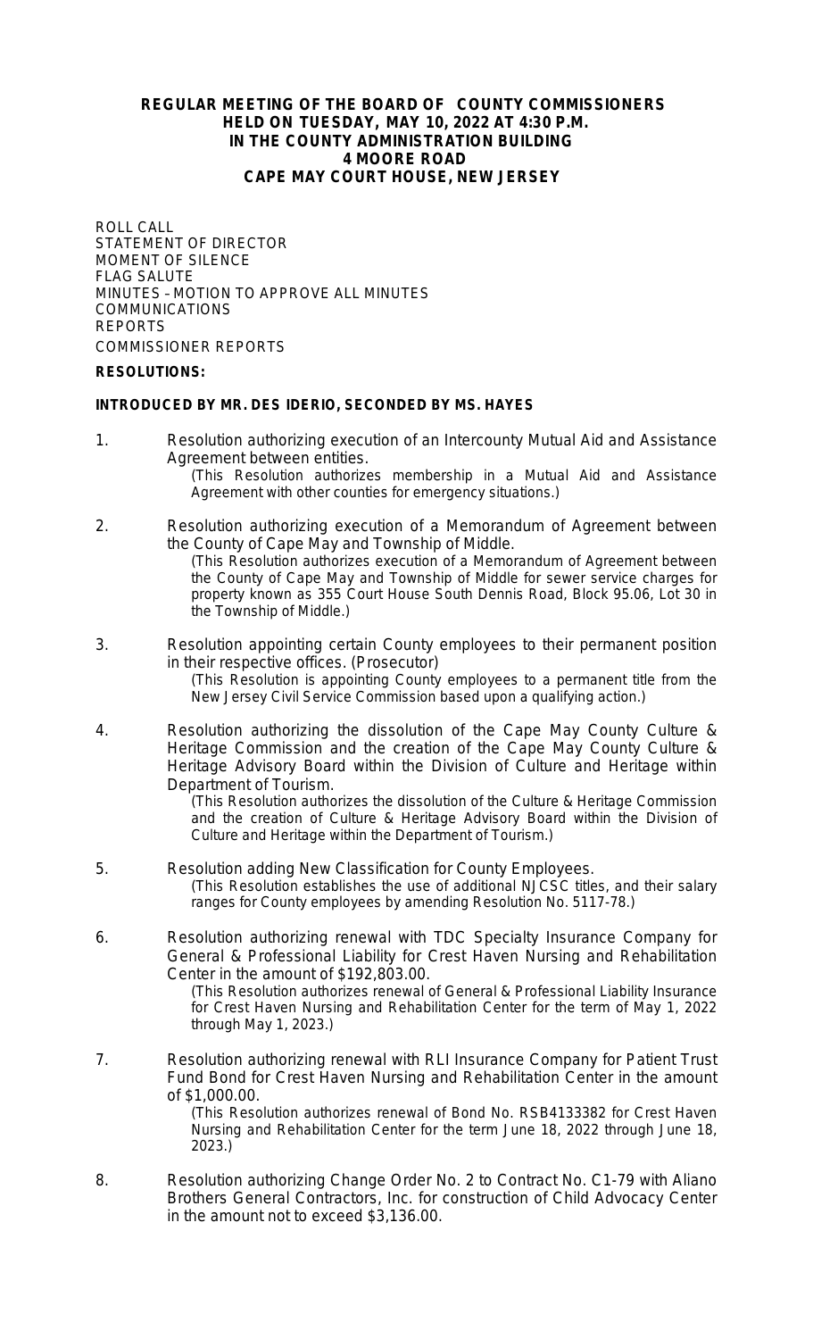**REGULAR MEETING OF THE BOARD OF COUNTY COMMISSIONERS**
**HELD ON TUESDAY, MAY 10, 2022 AT 4:30 P.M.**
**IN THE COUNTY ADMINISTRATION BUILDING**
**4 MOORE ROAD**
**CAPE MAY COURT HOUSE, NEW JERSEY**

ROLL CALL
STATEMENT OF DIRECTOR
MOMENT OF SILENCE
FLAG SALUTE
MINUTES – MOTION TO APPROVE ALL MINUTES
COMMUNICATIONS
REPORTS
COMMISSIONER REPORTS

**RESOLUTIONS:**

**INTRODUCED BY MR. DESIDERIO, SECONDED BY MS. HAYES**

1. Resolution authorizing execution of an Intercounty Mutual Aid and Assistance Agreement between entities.
   (This Resolution authorizes membership in a Mutual Aid and Assistance Agreement with other counties for emergency situations.)

2. Resolution authorizing execution of a Memorandum of Agreement between the County of Cape May and Township of Middle.
   (This Resolution authorizes execution of a Memorandum of Agreement between the County of Cape May and Township of Middle for sewer service charges for property known as 355 Court House South Dennis Road, Block 95.06, Lot 30 in the Township of Middle.)

3. Resolution appointing certain County employees to their permanent position in their respective offices. (Prosecutor)
   (This Resolution is appointing County employees to a permanent title from the New Jersey Civil Service Commission based upon a qualifying action.)

4. Resolution authorizing the dissolution of the Cape May County Culture & Heritage Commission and the creation of the Cape May County Culture & Heritage Advisory Board within the Division of Culture and Heritage within Department of Tourism.
   (This Resolution authorizes the dissolution of the Culture & Heritage Commission and the creation of Culture & Heritage Advisory Board within the Division of Culture and Heritage within the Department of Tourism.)

5. Resolution adding New Classification for County Employees.
   (This Resolution establishes the use of additional NJCSC titles, and their salary ranges for County employees by amending Resolution No. 5117-78.)

6. Resolution authorizing renewal with TDC Specialty Insurance Company for General & Professional Liability for Crest Haven Nursing and Rehabilitation Center in the amount of $192,803.00.
   (This Resolution authorizes renewal of General & Professional Liability Insurance for Crest Haven Nursing and Rehabilitation Center for the term of May 1, 2022 through May 1, 2023.)

7. Resolution authorizing renewal with RLI Insurance Company for Patient Trust Fund Bond for Crest Haven Nursing and Rehabilitation Center in the amount of $1,000.00.
   (This Resolution authorizes renewal of Bond No. RSB4133382 for Crest Haven Nursing and Rehabilitation Center for the term June 18, 2022 through June 18, 2023.)

8. Resolution authorizing Change Order No. 2 to Contract No. C1-79 with Aliano Brothers General Contractors, Inc. for construction of Child Advocacy Center in the amount not to exceed $3,136.00.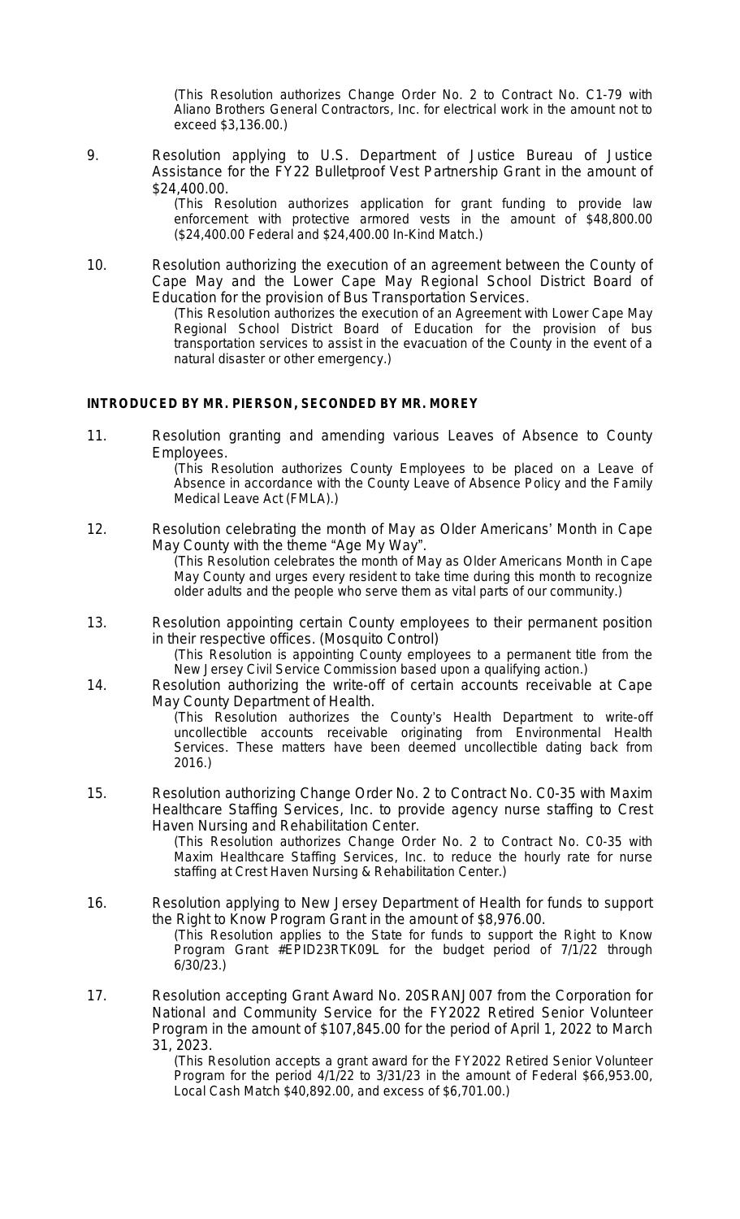(This Resolution authorizes Change Order No. 2 to Contract No. C1-79 with Aliano Brothers General Contractors, Inc. for electrical work in the amount not to exceed $3,136.00.)

9. Resolution applying to U.S. Department of Justice Bureau of Justice Assistance for the FY22 Bulletproof Vest Partnership Grant in the amount of $24,400.00.

   (This Resolution authorizes application for grant funding to provide law enforcement with protective armored vests in the amount of $48,800.00 ($24,400.00 Federal and $24,400.00 In-Kind Match.)

10. Resolution authorizing the execution of an agreement between the County of Cape May and the Lower Cape May Regional School District Board of Education for the provision of Bus Transportation Services.

    (This Resolution authorizes the execution of an Agreement with Lower Cape May Regional School District Board of Education for the provision of bus transportation services to assist in the evacuation of the County in the event of a natural disaster or other emergency.)

**INTRODUCED BY MR. PIERSON, SECONDED BY MR. MOREY**

11. Resolution granting and amending various Leaves of Absence to County Employees.

    (This Resolution authorizes County Employees to be placed on a Leave of Absence in accordance with the County Leave of Absence Policy and the Family Medical Leave Act (FMLA).)

12. Resolution celebrating the month of May as Older Americans' Month in Cape May County with the theme "Age My Way".

    (This Resolution celebrates the month of May as Older Americans Month in Cape May County and urges every resident to take time during this month to recognize older adults and the people who serve them as vital parts of our community.)

13. Resolution appointing certain County employees to their permanent position in their respective offices. (Mosquito Control)

    (This Resolution is appointing County employees to a permanent title from the New Jersey Civil Service Commission based upon a qualifying action.)

14. Resolution authorizing the write-off of certain accounts receivable at Cape May County Department of Health.

    (This Resolution authorizes the County's Health Department to write-off uncollectible accounts receivable originating from Environmental Health Services. These matters have been deemed uncollectible dating back from 2016.)

15. Resolution authorizing Change Order No. 2 to Contract No. C0-35 with Maxim Healthcare Staffing Services, Inc. to provide agency nurse staffing to Crest Haven Nursing and Rehabilitation Center.

    (This Resolution authorizes Change Order No. 2 to Contract No. C0-35 with Maxim Healthcare Staffing Services, Inc. to reduce the hourly rate for nurse staffing at Crest Haven Nursing & Rehabilitation Center.)

16. Resolution applying to New Jersey Department of Health for funds to support the Right to Know Program Grant in the amount of $8,976.00.

    (This Resolution applies to the State for funds to support the Right to Know Program Grant #EPID23RTK09L for the budget period of 7/1/22 through 6/30/23.)

17. Resolution accepting Grant Award No. 20SRANJ007 from the Corporation for National and Community Service for the FY2022 Retired Senior Volunteer Program in the amount of $107,845.00 for the period of April 1, 2022 to March 31, 2023.

    (This Resolution accepts a grant award for the FY2022 Retired Senior Volunteer Program for the period 4/1/22 to 3/31/23 in the amount of Federal $66,953.00, Local Cash Match $40,892.00, and excess of $6,701.00.)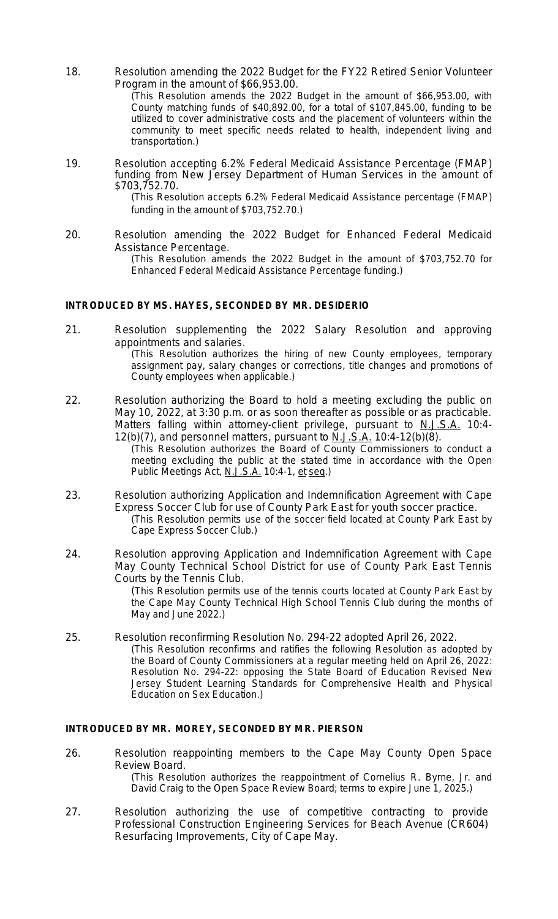18. Resolution amending the 2022 Budget for the FY22 Retired Senior Volunteer Program in the amount of $66,953.00.
    (This Resolution amends the 2022 Budget in the amount of $66,953.00, with County matching funds of $40,892.00, for a total of $107,845.00, funding to be utilized to cover administrative costs and the placement of volunteers within the community to meet specific needs related to health, independent living and transportation.)

19. Resolution accepting 6.2% Federal Medicaid Assistance Percentage (FMAP) funding from New Jersey Department of Human Services in the amount of $703,752.70.
    (This Resolution accepts 6.2% Federal Medicaid Assistance percentage (FMAP) funding in the amount of $703,752.70.)

20. Resolution amending the 2022 Budget for Enhanced Federal Medicaid Assistance Percentage.
    (This Resolution amends the 2022 Budget in the amount of $703,752.70 for Enhanced Federal Medicaid Assistance Percentage funding.)

**INTRODUCED BY MS. HAYES, SECONDED BY MR. DESIDERIO**

21. Resolution supplementing the 2022 Salary Resolution and approving appointments and salaries.
    (This Resolution authorizes the hiring of new County employees, temporary assignment pay, salary changes or corrections, title changes and promotions of County employees when applicable.)

22. Resolution authorizing the Board to hold a meeting excluding the public on May 10, 2022, at 3:30 p.m. or as soon thereafter as possible or as practicable. Matters falling within attorney-client privilege, pursuant to N.J.S.A. 10:4-12(b)(7), and personnel matters, pursuant to N.J.S.A. 10:4-12(b)(8).
    (This Resolution authorizes the Board of County Commissioners to conduct a meeting excluding the public at the stated time in accordance with the Open Public Meetings Act, N.J.S.A. 10:4-1, et seq.)

23. Resolution authorizing Application and Indemnification Agreement with Cape Express Soccer Club for use of County Park East for youth soccer practice.
    (This Resolution permits use of the soccer field located at County Park East by Cape Express Soccer Club.)

24. Resolution approving Application and Indemnification Agreement with Cape May County Technical School District for use of County Park East Tennis Courts by the Tennis Club.
    (This Resolution permits use of the tennis courts located at County Park East by the Cape May County Technical High School Tennis Club during the months of May and June 2022.)

25. Resolution reconfirming Resolution No. 294-22 adopted April 26, 2022.
    (This Resolution reconfirms and ratifies the following Resolution as adopted by the Board of County Commissioners at a regular meeting held on April 26, 2022: Resolution No. 294-22: opposing the State Board of Education Revised New Jersey Student Learning Standards for Comprehensive Health and Physical Education on Sex Education.)

**INTRODUCED BY MR. MOREY, SECONDED BY MR. PIERSON**

26. Resolution reappointing members to the Cape May County Open Space Review Board.
    (This Resolution authorizes the reappointment of Cornelius R. Byrne, Jr. and David Craig to the Open Space Review Board; terms to expire June 1, 2025.)

27. Resolution authorizing the use of competitive contracting to provide Professional Construction Engineering Services for Beach Avenue (CR604) Resurfacing Improvements, City of Cape May.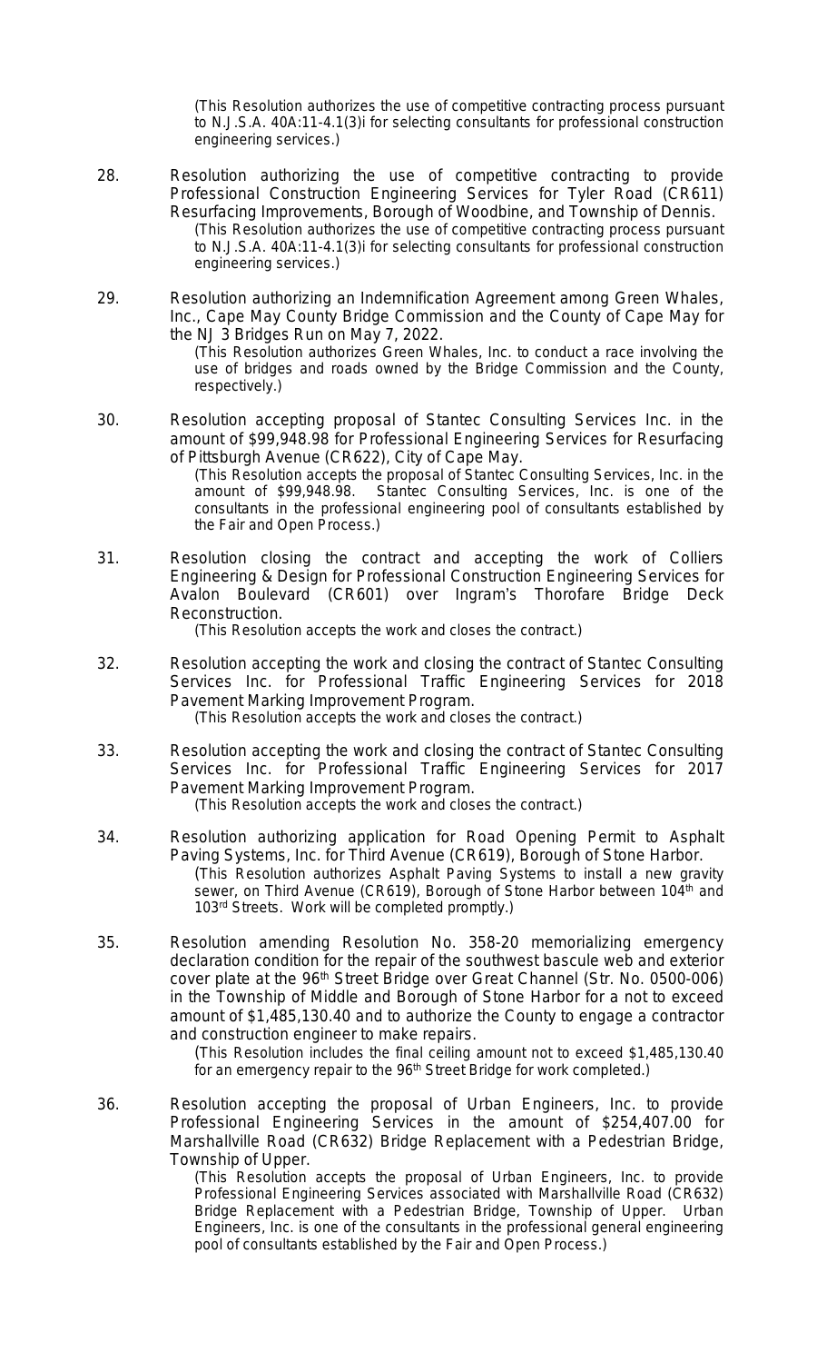(This Resolution authorizes the use of competitive contracting process pursuant to N.J.S.A. 40A:11-4.1(3)i for selecting consultants for professional construction engineering services.)

28. Resolution authorizing the use of competitive contracting to provide Professional Construction Engineering Services for Tyler Road (CR611) Resurfacing Improvements, Borough of Woodbine, and Township of Dennis.
    (This Resolution authorizes the use of competitive contracting process pursuant to N.J.S.A. 40A:11-4.1(3)i for selecting consultants for professional construction engineering services.)

29. Resolution authorizing an Indemnification Agreement among Green Whales, Inc., Cape May County Bridge Commission and the County of Cape May for the NJ 3 Bridges Run on May 7, 2022.
    (This Resolution authorizes Green Whales, Inc. to conduct a race involving the use of bridges and roads owned by the Bridge Commission and the County, respectively.)

30. Resolution accepting proposal of Stantec Consulting Services Inc. in the amount of $99,948.98 for Professional Engineering Services for Resurfacing of Pittsburgh Avenue (CR622), City of Cape May.
    (This Resolution accepts the proposal of Stantec Consulting Services, Inc. in the amount of $99,948.98. Stantec Consulting Services, Inc. is one of the consultants in the professional engineering pool of consultants established by the Fair and Open Process.)

31. Resolution closing the contract and accepting the work of Colliers Engineering & Design for Professional Construction Engineering Services for Avalon Boulevard (CR601) over Ingram's Thorofare Bridge Deck Reconstruction.
    (This Resolution accepts the work and closes the contract.)

32. Resolution accepting the work and closing the contract of Stantec Consulting Services Inc. for Professional Traffic Engineering Services for 2018 Pavement Marking Improvement Program.
    (This Resolution accepts the work and closes the contract.)

33. Resolution accepting the work and closing the contract of Stantec Consulting Services Inc. for Professional Traffic Engineering Services for 2017 Pavement Marking Improvement Program.
    (This Resolution accepts the work and closes the contract.)

34. Resolution authorizing application for Road Opening Permit to Asphalt Paving Systems, Inc. for Third Avenue (CR619), Borough of Stone Harbor.
    (This Resolution authorizes Asphalt Paving Systems to install a new gravity sewer, on Third Avenue (CR619), Borough of Stone Harbor between 104th and 103rd Streets. Work will be completed promptly.)

35. Resolution amending Resolution No. 358-20 memorializing emergency declaration condition for the repair of the southwest bascule web and exterior cover plate at the 96th Street Bridge over Great Channel (Str. No. 0500-006) in the Township of Middle and Borough of Stone Harbor for a not to exceed amount of $1,485,130.40 and to authorize the County to engage a contractor and construction engineer to make repairs.
    (This Resolution includes the final ceiling amount not to exceed $1,485,130.40 for an emergency repair to the 96th Street Bridge for work completed.)

36. Resolution accepting the proposal of Urban Engineers, Inc. to provide Professional Engineering Services in the amount of $254,407.00 for Marshallville Road (CR632) Bridge Replacement with a Pedestrian Bridge, Township of Upper.
    (This Resolution accepts the proposal of Urban Engineers, Inc. to provide Professional Engineering Services associated with Marshallville Road (CR632) Bridge Replacement with a Pedestrian Bridge, Township of Upper. Urban Engineers, Inc. is one of the consultants in the professional general engineering pool of consultants established by the Fair and Open Process.)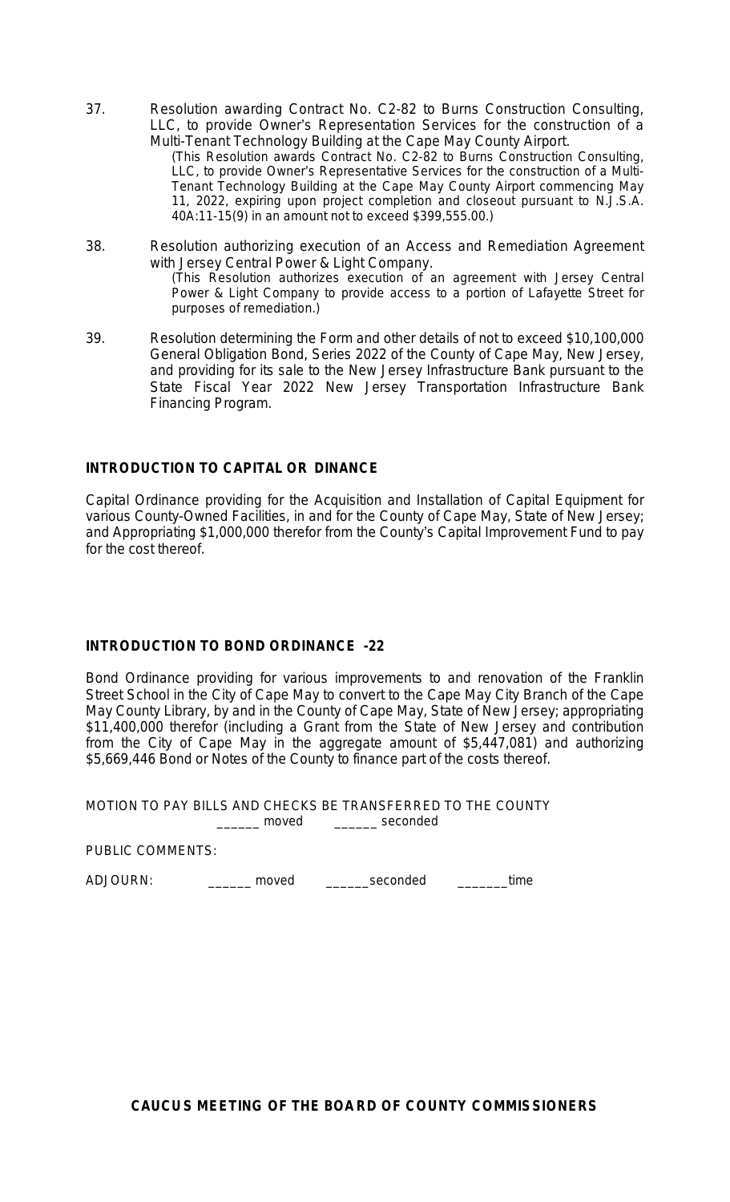37. Resolution awarding Contract No. C2-82 to Burns Construction Consulting, LLC, to provide Owner's Representation Services for the construction of a Multi-Tenant Technology Building at the Cape May County Airport.

    (This Resolution awards Contract No. C2-82 to Burns Construction Consulting, LLC, to provide Owner's Representative Services for the construction of a Multi-Tenant Technology Building at the Cape May County Airport commencing May 11, 2022, expiring upon project completion and closeout pursuant to N.J.S.A. 40A:11-15(9) in an amount not to exceed $399,555.00.)

38. Resolution authorizing execution of an Access and Remediation Agreement with Jersey Central Power & Light Company.

    (This Resolution authorizes execution of an agreement with Jersey Central Power & Light Company to provide access to a portion of Lafayette Street for purposes of remediation.)

39. Resolution determining the Form and other details of not to exceed $10,100,000 General Obligation Bond, Series 2022 of the County of Cape May, New Jersey, and providing for its sale to the New Jersey Infrastructure Bank pursuant to the State Fiscal Year 2022 New Jersey Transportation Infrastructure Bank Financing Program.

**INTRODUCTION TO CAPITAL ORDINANCE**

Capital Ordinance providing for the Acquisition and Installation of Capital Equipment for various County-Owned Facilities, in and for the County of Cape May, State of New Jersey; and Appropriating $1,000,000 therefor from the County's Capital Improvement Fund to pay for the cost thereof.

**INTRODUCTION TO BOND ORDINANCE -22**

Bond Ordinance providing for various improvements to and renovation of the Franklin Street School in the City of Cape May to convert to the Cape May City Branch of the Cape May County Library, by and in the County of Cape May, State of New Jersey; appropriating $11,400,000 therefor (including a Grant from the State of New Jersey and contribution from the City of Cape May in the aggregate amount of $5,447,081) and authorizing $5,669,446 Bond or Notes of the County to finance part of the costs thereof.

MOTION TO PAY BILLS AND CHECKS BE TRANSFERRED TO THE COUNTY

______ moved ______ seconded

PUBLIC COMMENTS:

ADJOURN: ______ moved ______seconded _______time

**CAUCUS MEETING OF THE BOARD OF COUNTY COMMISSIONERS**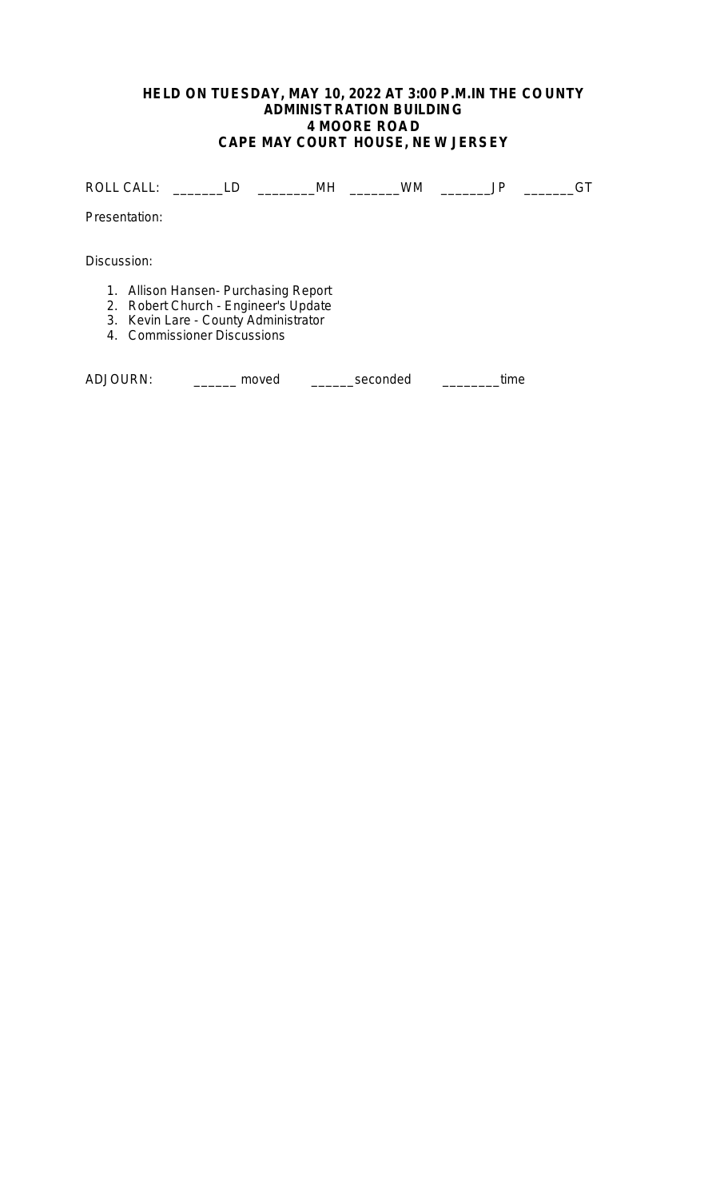**HELD ON TUESDAY, MAY 10, 2022 AT 3:00 P.M.IN THE COUNTY ADMINISTRATION BUILDING**
**4 MOORE ROAD**
**CAPE MAY COURT HOUSE, NEW JERSEY**

ROLL CALL: _______LD ________MH _______WM _______JP _______GT

Presentation:

Discussion:

1. Allison Hansen- Purchasing Report
2. Robert Church - Engineer's Update
3. Kevin Lare - County Administrator
4. Commissioner Discussions

ADJOURN: ______ moved ______seconded ________time